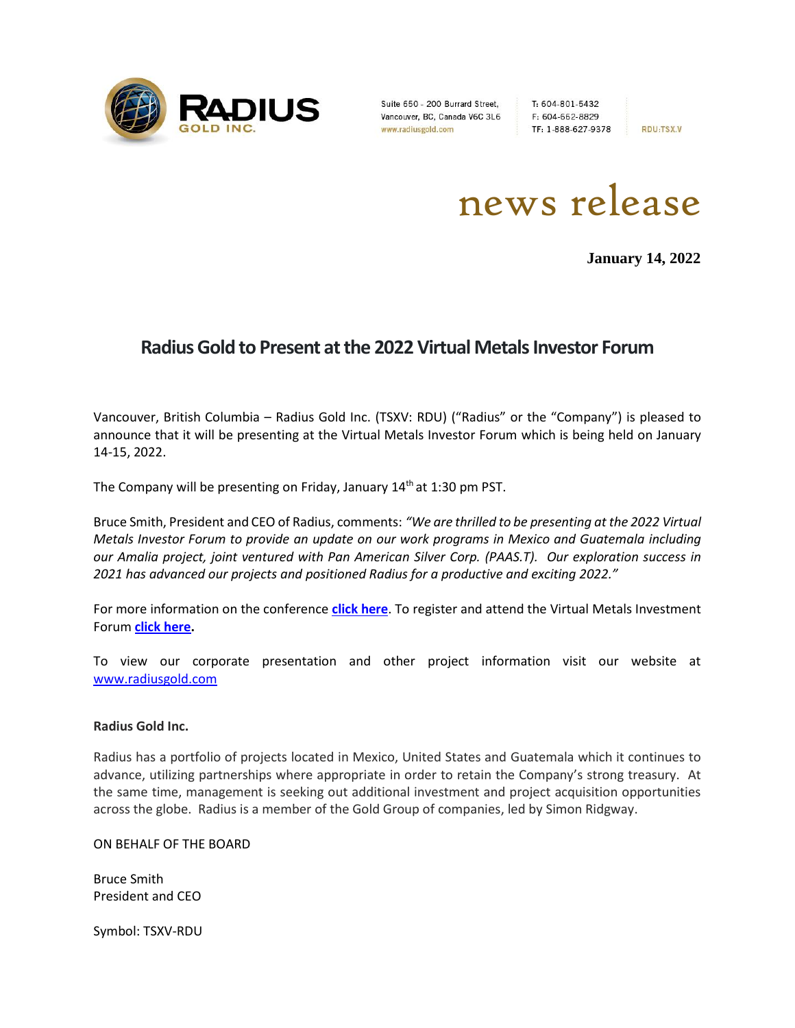RADIUS GOLD INC.

Suite 650 - 200 Burrard Street,
Vancouver, BC, Canada V6C 3L6
www.radiusgold.com

T: 604-801-5432
F: 604-662-8829
TF: 1-888-627-9378

RDU:TSX.V

news release

**January 14, 2022**

# Radius Gold to Present at the 2022 Virtual Metals Investor Forum

Vancouver, British Columbia – Radius Gold Inc. (TSXV: RDU) ("Radius" or the "Company") is pleased to announce that it will be presenting at the Virtual Metals Investor Forum which is being held on January 14-15, 2022.

The Company will be presenting on Friday, January 14th at 1:30 pm PST.

Bruce Smith, President and CEO of Radius, comments: *"We are thrilled to be presenting at the 2022 Virtual Metals Investor Forum to provide an update on our work programs in Mexico and Guatemala including our Amalia project, joint ventured with Pan American Silver Corp. (PAAS.T). Our exploration success in 2021 has advanced our projects and positioned Radius for a productive and exciting 2022."*

For more information on the conference **click here**. To register and attend the Virtual Metals Investment Forum **click here.**

To view our corporate presentation and other project information visit our website at www.radiusgold.com

**Radius Gold Inc.**

Radius has a portfolio of projects located in Mexico, United States and Guatemala which it continues to advance, utilizing partnerships where appropriate in order to retain the Company's strong treasury. At the same time, management is seeking out additional investment and project acquisition opportunities across the globe. Radius is a member of the Gold Group of companies, led by Simon Ridgway.

ON BEHALF OF THE BOARD

Bruce Smith
President and CEO

Symbol: TSXV-RDU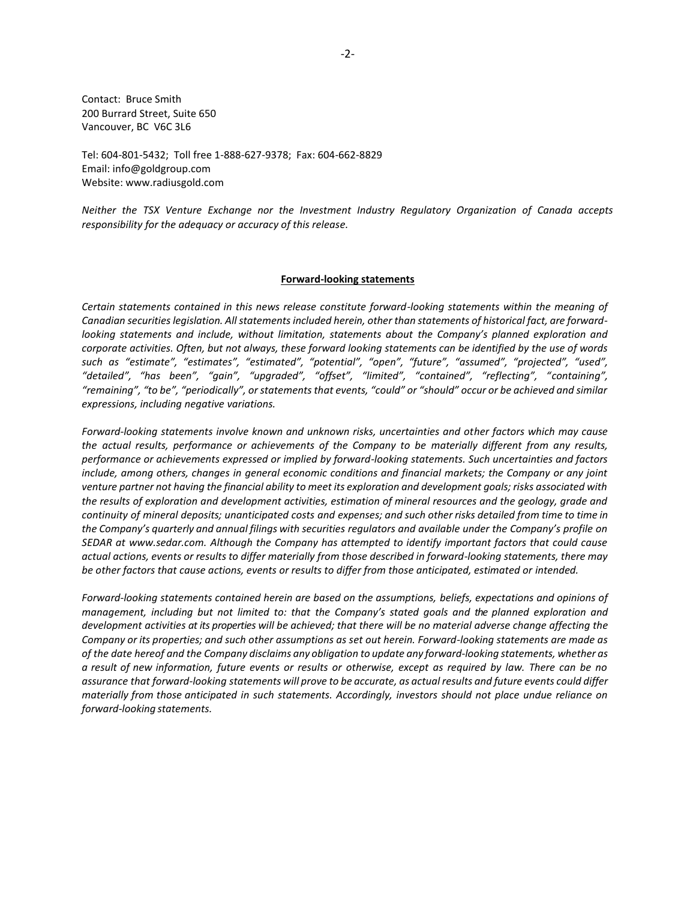Contact: Bruce Smith
200 Burrard Street, Suite 650
Vancouver, BC V6C 3L6

Tel: 604-801-5432; Toll free 1-888-627-9378; Fax: 604-662-8829
Email: info@goldgroup.com
Website: www.radiusgold.com

*Neither the TSX Venture Exchange nor the Investment Industry Regulatory Organization of Canada accepts responsibility for the adequacy or accuracy of this release.*

**Forward-looking statements**

*Certain statements contained in this news release constitute forward-looking statements within the meaning of Canadian securities legislation. All statements included herein, other than statements of historical fact, are forward-looking statements and include, without limitation, statements about the Company's planned exploration and corporate activities. Often, but not always, these forward looking statements can be identified by the use of words such as "estimate", "estimates", "estimated", "potential", "open", "future", "assumed", "projected", "used", "detailed", "has been", "gain", "upgraded", "offset", "limited", "contained", "reflecting", "containing", "remaining", "to be", "periodically", or statements that events, "could" or "should" occur or be achieved and similar expressions, including negative variations.*

*Forward-looking statements involve known and unknown risks, uncertainties and other factors which may cause the actual results, performance or achievements of the Company to be materially different from any results, performance or achievements expressed or implied by forward-looking statements. Such uncertainties and factors include, among others, changes in general economic conditions and financial markets; the Company or any joint venture partner not having the financial ability to meet its exploration and development goals; risks associated with the results of exploration and development activities, estimation of mineral resources and the geology, grade and continuity of mineral deposits; unanticipated costs and expenses; and such other risks detailed from time to time in the Company's quarterly and annual filings with securities regulators and available under the Company's profile on SEDAR at www.sedar.com. Although the Company has attempted to identify important factors that could cause actual actions, events or results to differ materially from those described in forward-looking statements, there may be other factors that cause actions, events or results to differ from those anticipated, estimated or intended.*

*Forward-looking statements contained herein are based on the assumptions, beliefs, expectations and opinions of management, including but not limited to: that the Company's stated goals and the planned exploration and development activities at its properties will be achieved; that there will be no material adverse change affecting the Company or its properties; and such other assumptions as set out herein. Forward-looking statements are made as of the date hereof and the Company disclaims any obligation to update any forward-looking statements, whether as a result of new information, future events or results or otherwise, except as required by law. There can be no assurance that forward-looking statements will prove to be accurate, as actual results and future events could differ materially from those anticipated in such statements. Accordingly, investors should not place undue reliance on forward-looking statements.*